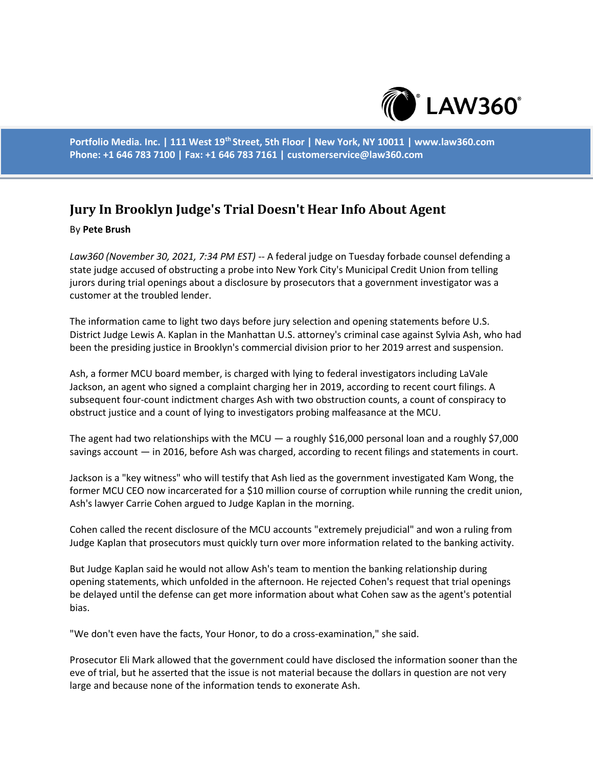Portfolio Media. Inc. | 111 West 19th Street, 5th Floor | New York, NY 10011 | www.law360.com
Phone: +1 646 783 7100 | Fax: +1 646 783 7161 | customerservice@law360.com

# Jury In Brooklyn Judge's Trial Doesn't Hear Info About Agent

By **Pete Brush**

*Law360 (November 30, 2021, 7:34 PM EST)* -- A federal judge on Tuesday forbade counsel defending a state judge accused of obstructing a probe into New York City's Municipal Credit Union from telling jurors during trial openings about a disclosure by prosecutors that a government investigator was a customer at the troubled lender.

The information came to light two days before jury selection and opening statements before U.S. District Judge Lewis A. Kaplan in the Manhattan U.S. attorney's criminal case against Sylvia Ash, who had been the presiding justice in Brooklyn's commercial division prior to her 2019 arrest and suspension.

Ash, a former MCU board member, is charged with lying to federal investigators including LaVale Jackson, an agent who signed a complaint charging her in 2019, according to recent court filings. A subsequent four-count indictment charges Ash with two obstruction counts, a count of conspiracy to obstruct justice and a count of lying to investigators probing malfeasance at the MCU.

The agent had two relationships with the MCU — a roughly $16,000 personal loan and a roughly $7,000 savings account — in 2016, before Ash was charged, according to recent filings and statements in court.

Jackson is a "key witness" who will testify that Ash lied as the government investigated Kam Wong, the former MCU CEO now incarcerated for a $10 million course of corruption while running the credit union, Ash's lawyer Carrie Cohen argued to Judge Kaplan in the morning.

Cohen called the recent disclosure of the MCU accounts "extremely prejudicial" and won a ruling from Judge Kaplan that prosecutors must quickly turn over more information related to the banking activity.

But Judge Kaplan said he would not allow Ash's team to mention the banking relationship during opening statements, which unfolded in the afternoon. He rejected Cohen's request that trial openings be delayed until the defense can get more information about what Cohen saw as the agent's potential bias.

"We don't even have the facts, Your Honor, to do a cross-examination," she said.

Prosecutor Eli Mark allowed that the government could have disclosed the information sooner than the eve of trial, but he asserted that the issue is not material because the dollars in question are not very large and because none of the information tends to exonerate Ash.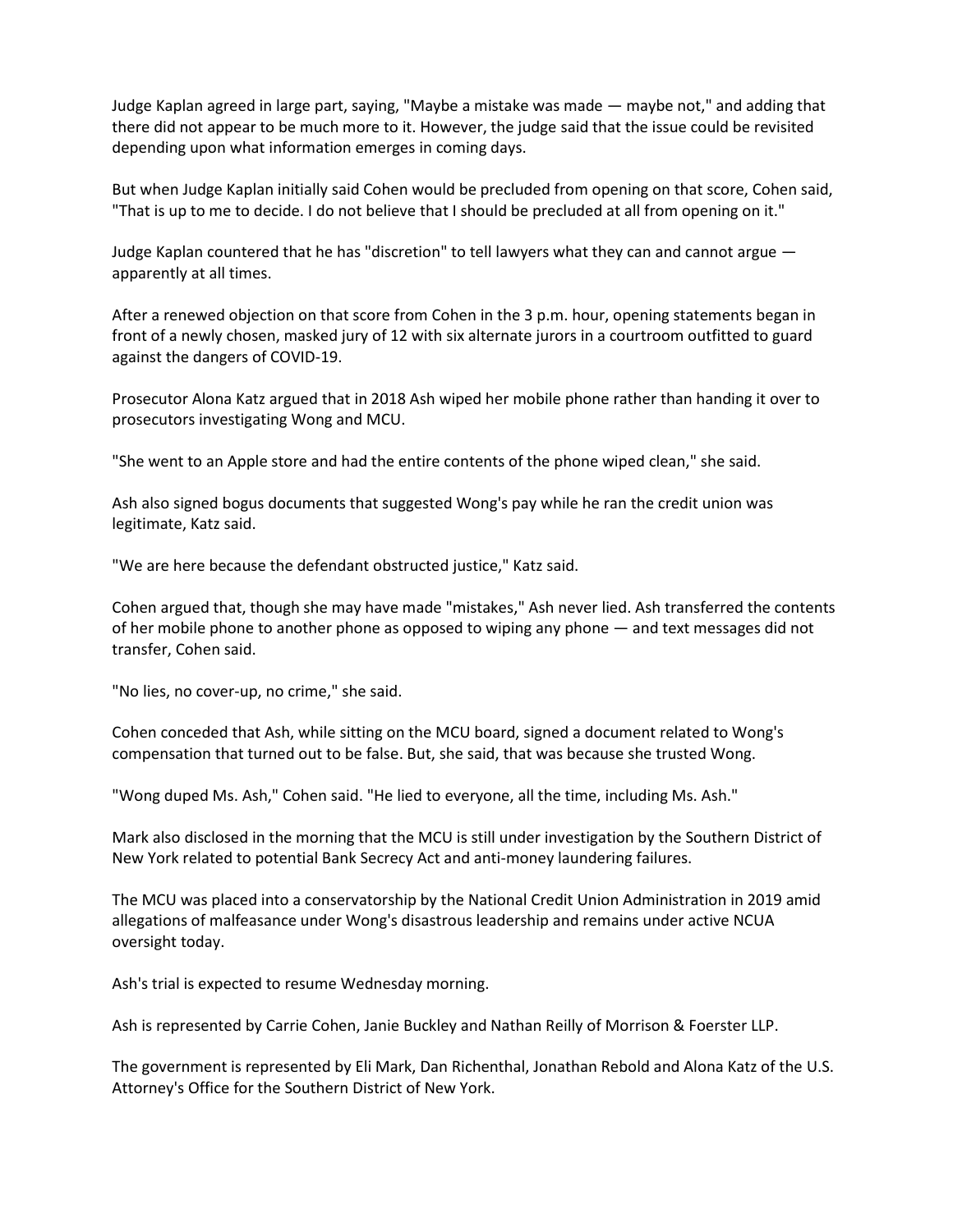Judge Kaplan agreed in large part, saying, "Maybe a mistake was made — maybe not," and adding that there did not appear to be much more to it. However, the judge said that the issue could be revisited depending upon what information emerges in coming days.

But when Judge Kaplan initially said Cohen would be precluded from opening on that score, Cohen said, "That is up to me to decide. I do not believe that I should be precluded at all from opening on it."

Judge Kaplan countered that he has "discretion" to tell lawyers what they can and cannot argue — apparently at all times.

After a renewed objection on that score from Cohen in the 3 p.m. hour, opening statements began in front of a newly chosen, masked jury of 12 with six alternate jurors in a courtroom outfitted to guard against the dangers of COVID-19.

Prosecutor Alona Katz argued that in 2018 Ash wiped her mobile phone rather than handing it over to prosecutors investigating Wong and MCU.

"She went to an Apple store and had the entire contents of the phone wiped clean," she said.

Ash also signed bogus documents that suggested Wong's pay while he ran the credit union was legitimate, Katz said.

"We are here because the defendant obstructed justice," Katz said.

Cohen argued that, though she may have made "mistakes," Ash never lied. Ash transferred the contents of her mobile phone to another phone as opposed to wiping any phone — and text messages did not transfer, Cohen said.

"No lies, no cover-up, no crime," she said.

Cohen conceded that Ash, while sitting on the MCU board, signed a document related to Wong's compensation that turned out to be false. But, she said, that was because she trusted Wong.

"Wong duped Ms. Ash," Cohen said. "He lied to everyone, all the time, including Ms. Ash."

Mark also disclosed in the morning that the MCU is still under investigation by the Southern District of New York related to potential Bank Secrecy Act and anti-money laundering failures.

The MCU was placed into a conservatorship by the National Credit Union Administration in 2019 amid allegations of malfeasance under Wong's disastrous leadership and remains under active NCUA oversight today.

Ash's trial is expected to resume Wednesday morning.

Ash is represented by Carrie Cohen, Janie Buckley and Nathan Reilly of Morrison & Foerster LLP.

The government is represented by Eli Mark, Dan Richenthal, Jonathan Rebold and Alona Katz of the U.S. Attorney's Office for the Southern District of New York.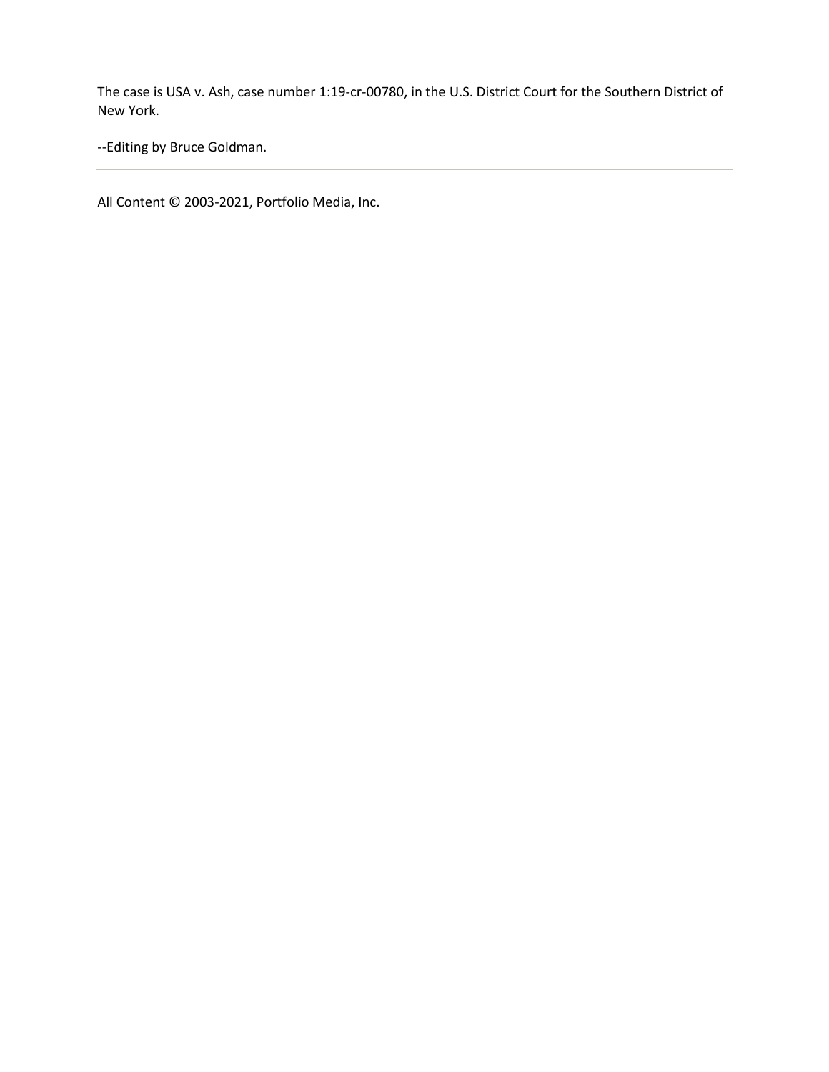The case is USA v. Ash, case number 1:19-cr-00780, in the U.S. District Court for the Southern District of New York.

--Editing by Bruce Goldman.

---

All Content © 2003-2021, Portfolio Media, Inc.